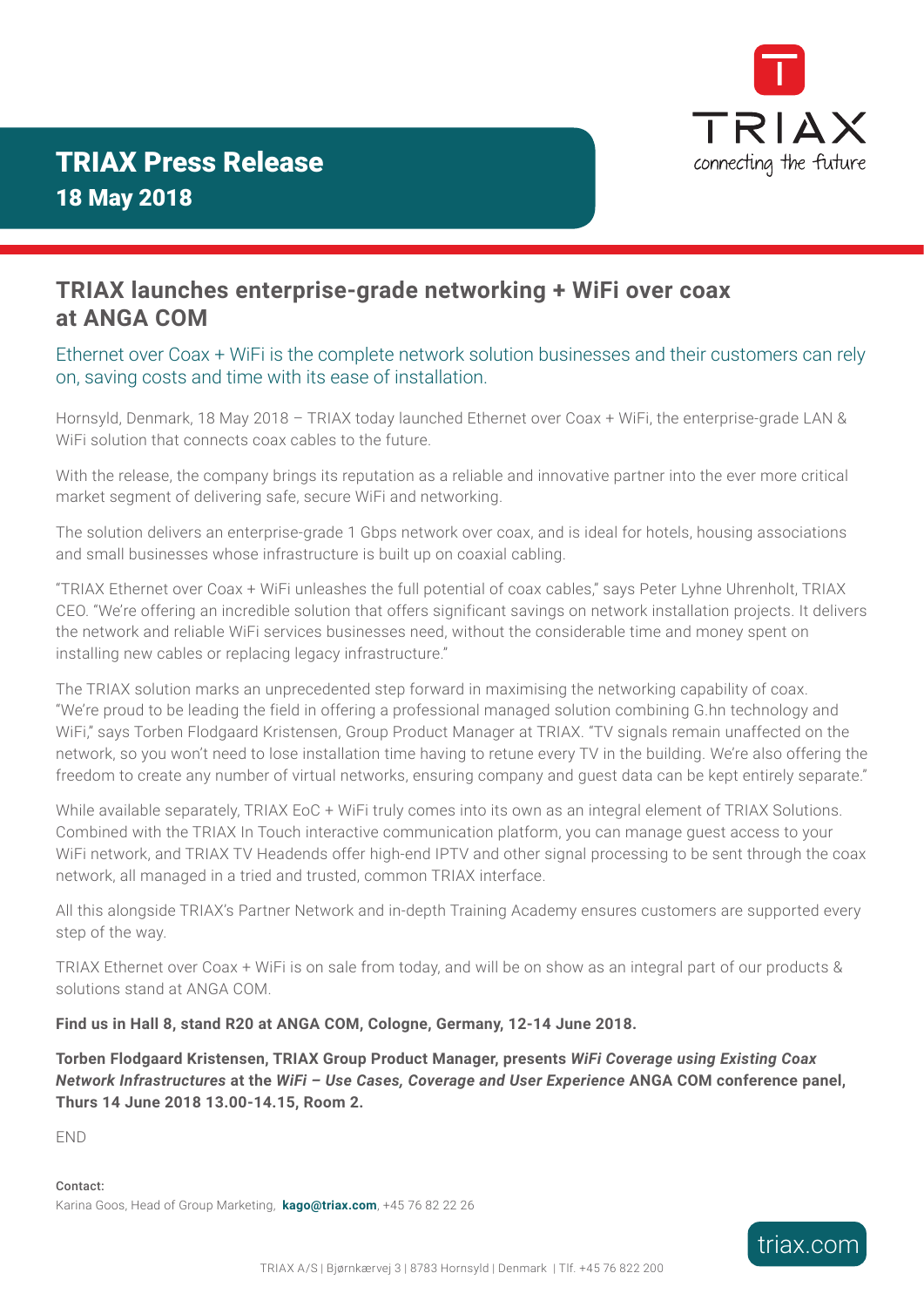# TRIAX Press Release

## 18 May 2018

## TRIAX launches enterprise-grade networking + WiFi over coax at ANGA COM

Ethernet over Coax + WiFi is the complete network solution businesses and their customers can rely on, saving costs and time with its ease of installation.

Hornsyld, Denmark, 18 May 2018 – TRIAX today launched Ethernet over Coax + WiFi, the enterprise-grade LAN & WiFi solution that connects coax cables to the future.

With the release, the company brings its reputation as a reliable and innovative partner into the ever more critical market segment of delivering safe, secure WiFi and networking.

The solution delivers an enterprise-grade 1 Gbps network over coax, and is ideal for hotels, housing associations and small businesses whose infrastructure is built up on coaxial cabling.

"TRIAX Ethernet over Coax + WiFi unleashes the full potential of coax cables," says Peter Lyhne Uhrenholt, TRIAX CEO. "We're offering an incredible solution that offers significant savings on network installation projects. It delivers the network and reliable WiFi services businesses need, without the considerable time and money spent on installing new cables or replacing legacy infrastructure."

The TRIAX solution marks an unprecedented step forward in maximising the networking capability of coax. "We're proud to be leading the field in offering a professional managed solution combining G.hn technology and WiFi," says Torben Flodgaard Kristensen, Group Product Manager at TRIAX. "TV signals remain unaffected on the network, so you won't need to lose installation time having to retune every TV in the building. We're also offering the freedom to create any number of virtual networks, ensuring company and guest data can be kept entirely separate."

While available separately, TRIAX EoC + WiFi truly comes into its own as an integral element of TRIAX Solutions. Combined with the TRIAX In Touch interactive communication platform, you can manage guest access to your WiFi network, and TRIAX TV Headends offer high-end IPTV and other signal processing to be sent through the coax network, all managed in a tried and trusted, common TRIAX interface.

All this alongside TRIAX's Partner Network and in-depth Training Academy ensures customers are supported every step of the way.

TRIAX Ethernet over Coax + WiFi is on sale from today, and will be on show as an integral part of our products & solutions stand at ANGA COM.

**Find us in Hall 8, stand R20 at ANGA COM, Cologne, Germany, 12-14 June 2018.**

**Torben Flodgaard Kristensen, TRIAX Group Product Manager, presents *WiFi Coverage using Existing Coax Network Infrastructures* at the *WiFi – Use Cases, Coverage and User Experience* ANGA COM conference panel, Thurs 14 June 2018 13.00-14.15, Room 2.**

END

**Contact:**
Karina Goos, Head of Group Marketing, **kago@triax.com**, +45 76 82 22 26

TRIAX A/S | Bjørnkærvej 3 | 8783 Hornsyld | Denmark | Tlf. +45 76 822 200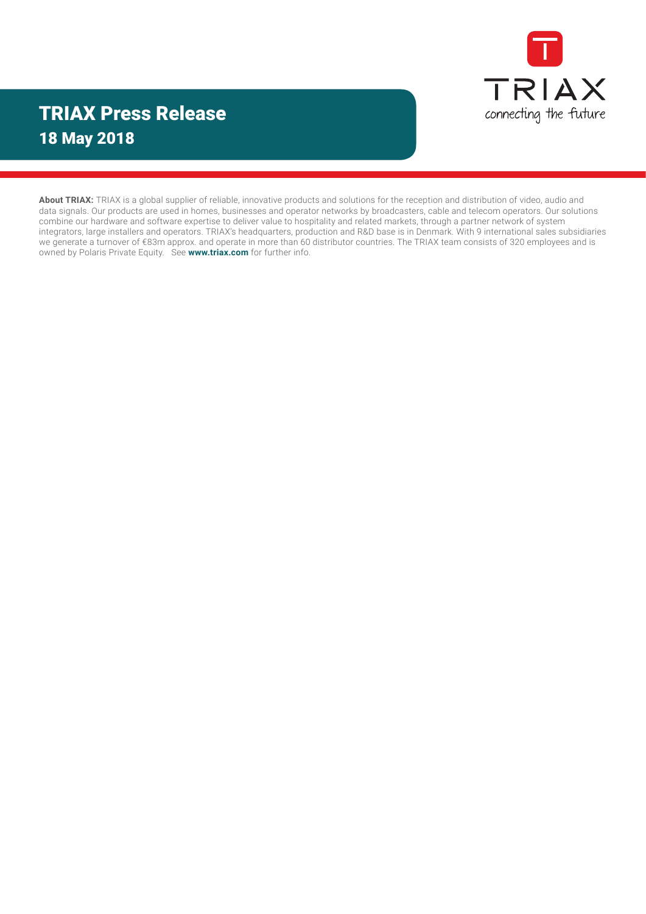# TRIAX Press Release

## 18 May 2018

**About TRIAX:** TRIAX is a global supplier of reliable, innovative products and solutions for the reception and distribution of video, audio and data signals. Our products are used in homes, businesses and operator networks by broadcasters, cable and telecom operators. Our solutions combine our hardware and software expertise to deliver value to hospitality and related markets, through a partner network of system integrators, large installers and operators. TRIAX's headquarters, production and R&D base is in Denmark. With 9 international sales subsidiaries we generate a turnover of €83m approx. and operate in more than 60 distributor countries. The TRIAX team consists of 320 employees and is owned by Polaris Private Equity. See **www.triax.com** for further info.